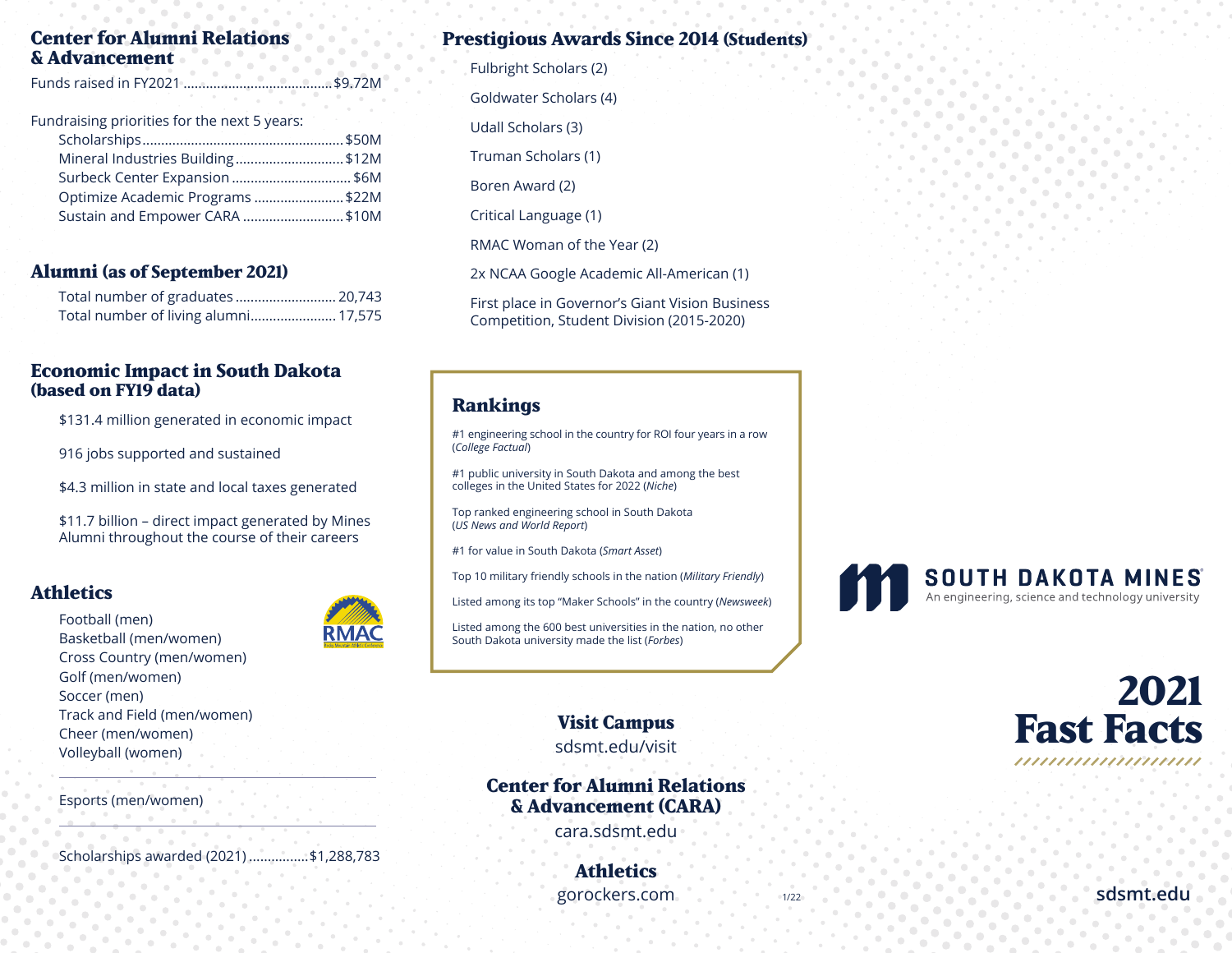## Center for Alumni Relations & Advancement

Funds raised in FY2021 ........................................ $9.72M

Fundraising priorities for the next 5 years:

- Scholarships ........................................ $50M
- Mineral Industries Building ........................................ $12M
- Surbeck Center Expansion ........................................ $6M
- Optimize Academic Programs ........................................ $22M
- Sustain and Empower CARA ........................................ $10M

## Alumni (as of September 2021)

- Total number of graduates ........................................ 20,743
- Total number of living alumni ........................................ 17,575

## Economic Impact in South Dakota (based on FY19 data)

- $131.4 million generated in economic impact
- 916 jobs supported and sustained
- $4.3 million in state and local taxes generated
- $11.7 billion – direct impact generated by Mines Alumni throughout the course of their careers

## Athletics

RMAC

- Football (men)
- Basketball (men/women)
- Cross Country (men/women)
- Golf (men/women)
- Soccer (men)
- Track and Field (men/women)
- Cheer (men/women)
- Volleyball (women)

---

Esports (men/women)

---

Scholarships awarded (2021) ................ $1,288,783

## Prestigious Awards Since 2014 (Students)

- Fulbright Scholars (2)
- Goldwater Scholars (4)
- Udall Scholars (3)
- Truman Scholars (1)
- Boren Award (2)
- Critical Language (1)
- RMAC Woman of the Year (2)
- 2x NCAA Google Academic All-American (1)
- First place in Governor's Giant Vision Business Competition, Student Division (2015-2020)

## Rankings

#1 engineering school in the country for ROI four years in a row (*College Factual*)

#1 public university in South Dakota and among the best colleges in the United States for 2022 (*Niche*)

Top ranked engineering school in South Dakota (*US News and World Report*)

#1 for value in South Dakota (*Smart Asset*)

Top 10 military friendly schools in the nation (*Military Friendly*)

Listed among its top "Maker Schools" in the country (*Newsweek*)

Listed among the 600 best universities in the nation, no other South Dakota university made the list (*Forbes*)

### Visit Campus

sdsmt.edu/visit

### Center for Alumni Relations & Advancement (CARA)

cara.sdsmt.edu

### Athletics

gorockers.com

1/22

**SOUTH DAKOTA MINES**

An engineering, science and technology university

# 2021 Fast Facts

sdsmt.edu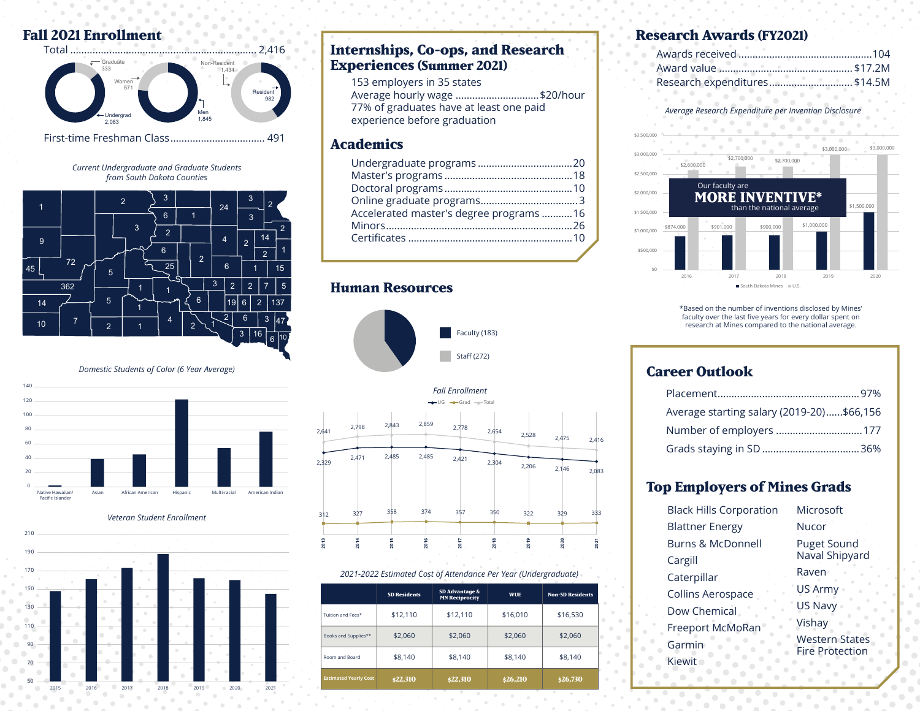## Fall 2021 Enrollment

Total .................................................................... 2,416

Graduate 333
Undergrad 2,083

Women 571
Men 1,845

Non-Resident 1,434
Resident 982

First-time Freshman Class.................................. 491

*Current Undergraduate and Graduate Students from South Dakota Counties*

1, 2, 3, 24, 3, 2, 6, 1, 3, 3, 2, 9, 2, 4, 2, 14, 6, 2, 1, 45, 72, 25, 2, 6, 1, 15, 5, 362, 1, 1, 3, 2, 2, 7, 5, 14, 5, 1, 6, 19, 6, 2, 137, 10, 7, 2, 1, 4, 2, 1, 2, 6, 3, 47, 3, 16, 6, 10

*Domestic Students of Color (6 Year Average)*

140
120
100
80
60
40
20
0

Native Hawaiian/ Pacific Islander, Asian, African American, Hispanic, Multi-racial, American Indian

*Veteran Student Enrollment*

210
190
170
150
130
110
90
70
50

2015, 2016, 2017, 2018, 2019, 2020, 2021

## Internships, Co-ops, and Research Experiences (Summer 2021)

153 employers in 35 states
Average hourly wage ............................. $20/hour
77% of graduates have at least one paid experience before graduation

## Academics

Undergraduate programs .................................. 20
Master's programs ............................................ 18
Doctoral programs ............................................ 10
Online graduate programs.................................. 3
Accelerated master's degree programs ........... 16
Minors................................................................ 26
Certificates ........................................................ 10

## Human Resources

Faculty (183)
Staff (272)

*Fall Enrollment*

UG, Grad, Total

Total: 2,641, 2,798, 2,843, 2,859, 2,778, 2,654, 2,528, 2,475, 2,416
UG: 2,329, 2,471, 2,485, 2,485, 2,421, 2,304, 2,206, 2,146, 2,083
Grad: 312, 327, 358, 374, 357, 350, 322, 329, 333

2013, 2014, 2015, 2016, 2017, 2018, 2019, 2020, 2021

*2021-2022 Estimated Cost of Attendance Per Year (Undergraduate)*

| | SD Residents | SD Advantage & MN Reciprocity | WUE | Non-SD Residents |
|---|---|---|---|---|
| Tuition and Fees* | $12,110 | $12,110 | $16,010 | $16,530 |
| Books and Supplies** | $2,060 | $2,060 | $2,060 | $2,060 |
| Room and Board | $8,140 | $8,140 | $8,140 | $8,140 |
| Estimated Yearly Cost | $22,310 | $22,310 | $26,210 | $26,730 |

## Research Awards (FY2021)

Awards received ................................................ 104
Award value ................................................ $17.2M
Research expenditures ............................... $14.5M

*Average Research Expenditure per Invention Disclosure*

$3,500,000
$3,000,000
$2,500,000
$2,000,000
$1,500,000
$1,000,000
$500,000
$0

2016: $874,000, $2,600,000
2017: $901,000, $2,700,000
2018: $900,000, $2,700,000
2019: $1,000,000, $3,000,000
2020: $1,500,000, $3,000,000

South Dakota Mines, U.S.

Our faculty are
**MORE INVENTIVE***
than the national average

*Based on the number of inventions disclosed by Mines' faculty over the last five years for every dollar spent on research at Mines compared to the national average.

## Career Outlook

Placement.................................................. 97%
Average starting salary (2019-20)......$66,156
Number of employers ............................... 177
Grads staying in SD .................................. 36%

## Top Employers of Mines Grads

- Black Hills Corporation
- Blattner Energy
- Burns & McDonnell
- Cargill
- Caterpillar
- Collins Aerospace
- Dow Chemical
- Freeport McMoRan
- Garmin
- Kiewit
- Microsoft
- Nucor
- Puget Sound Naval Shipyard
- Raven
- US Army
- US Navy
- Vishay
- Western States Fire Protection